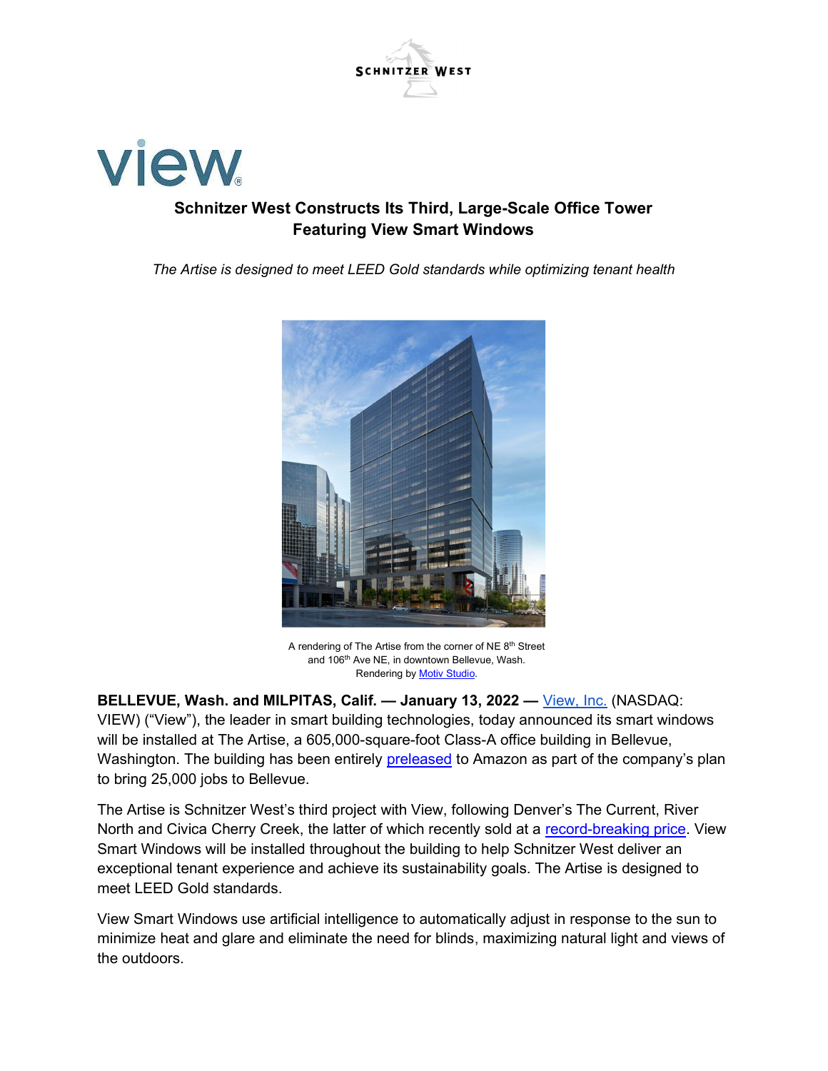# Schnitzer West Constructs Its Third, Large-Scale Office Tower Featuring View Smart Windows

*The Artise is designed to meet LEED Gold standards while optimizing tenant health*

A rendering of The Artise from the corner of NE 8th Street and 106th Ave NE, in downtown Bellevue, Wash. Rendering by Motiv Studio.

**BELLEVUE, Wash. and MILPITAS, Calif. — January 13, 2022 —** View, Inc. (NASDAQ: VIEW) ("View"), the leader in smart building technologies, today announced its smart windows will be installed at The Artise, a 605,000-square-foot Class-A office building in Bellevue, Washington. The building has been entirely preleased to Amazon as part of the company's plan to bring 25,000 jobs to Bellevue.

The Artise is Schnitzer West's third project with View, following Denver's The Current, River North and Civica Cherry Creek, the latter of which recently sold at a record-breaking price. View Smart Windows will be installed throughout the building to help Schnitzer West deliver an exceptional tenant experience and achieve its sustainability goals. The Artise is designed to meet LEED Gold standards.

View Smart Windows use artificial intelligence to automatically adjust in response to the sun to minimize heat and glare and eliminate the need for blinds, maximizing natural light and views of the outdoors.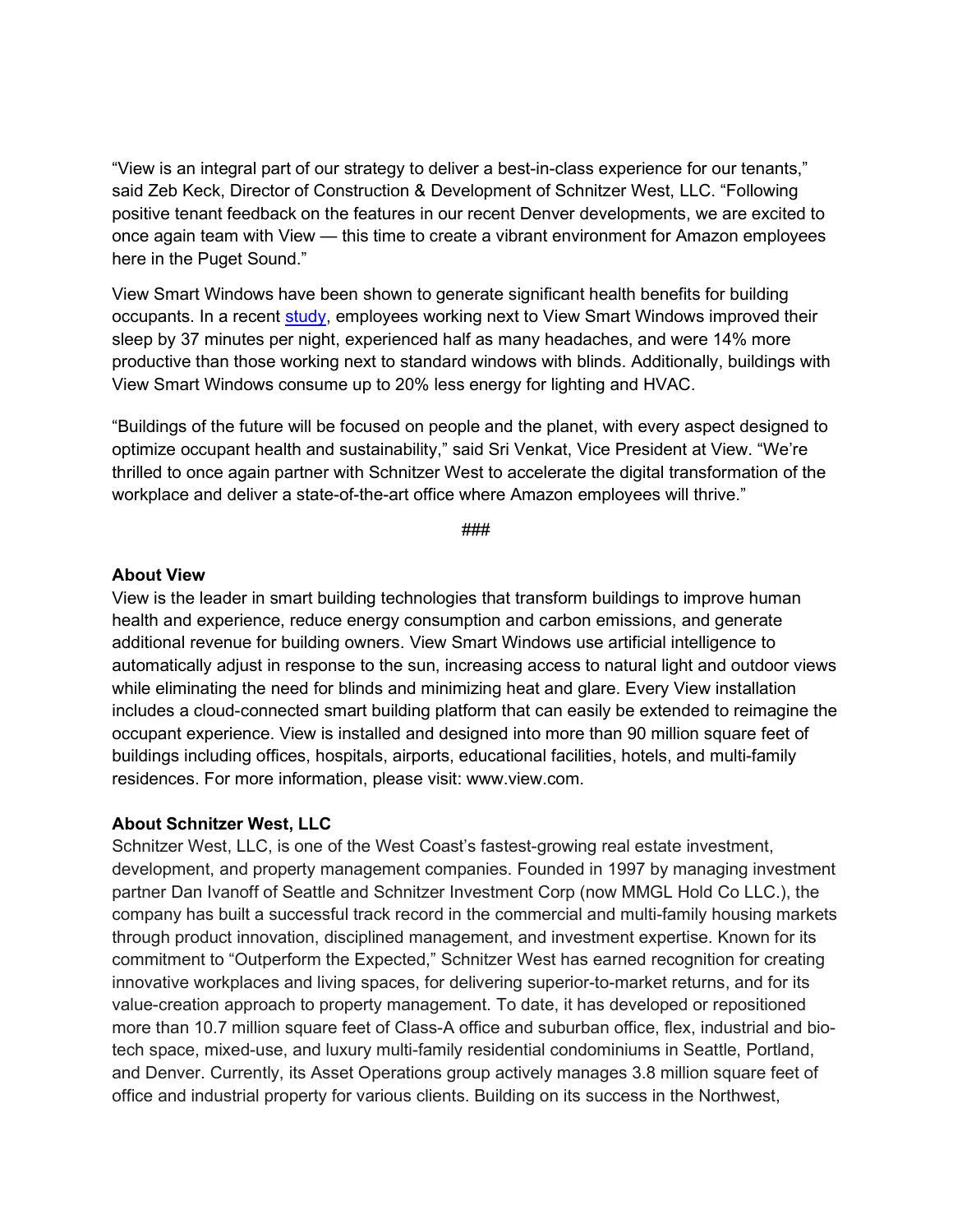"View is an integral part of our strategy to deliver a best-in-class experience for our tenants," said Zeb Keck, Director of Construction & Development of Schnitzer West, LLC. "Following positive tenant feedback on the features in our recent Denver developments, we are excited to once again team with View — this time to create a vibrant environment for Amazon employees here in the Puget Sound."

View Smart Windows have been shown to generate significant health benefits for building occupants. In a recent study, employees working next to View Smart Windows improved their sleep by 37 minutes per night, experienced half as many headaches, and were 14% more productive than those working next to standard windows with blinds. Additionally, buildings with View Smart Windows consume up to 20% less energy for lighting and HVAC.

"Buildings of the future will be focused on people and the planet, with every aspect designed to optimize occupant health and sustainability," said Sri Venkat, Vice President at View. "We're thrilled to once again partner with Schnitzer West to accelerate the digital transformation of the workplace and deliver a state-of-the-art office where Amazon employees will thrive."

###

**About View**
View is the leader in smart building technologies that transform buildings to improve human health and experience, reduce energy consumption and carbon emissions, and generate additional revenue for building owners. View Smart Windows use artificial intelligence to automatically adjust in response to the sun, increasing access to natural light and outdoor views while eliminating the need for blinds and minimizing heat and glare. Every View installation includes a cloud-connected smart building platform that can easily be extended to reimagine the occupant experience. View is installed and designed into more than 90 million square feet of buildings including offices, hospitals, airports, educational facilities, hotels, and multi-family residences. For more information, please visit: www.view.com.

**About Schnitzer West, LLC**
Schnitzer West, LLC, is one of the West Coast's fastest-growing real estate investment, development, and property management companies. Founded in 1997 by managing investment partner Dan Ivanoff of Seattle and Schnitzer Investment Corp (now MMGL Hold Co LLC.), the company has built a successful track record in the commercial and multi-family housing markets through product innovation, disciplined management, and investment expertise. Known for its commitment to "Outperform the Expected," Schnitzer West has earned recognition for creating innovative workplaces and living spaces, for delivering superior-to-market returns, and for its value-creation approach to property management. To date, it has developed or repositioned more than 10.7 million square feet of Class-A office and suburban office, flex, industrial and bio-tech space, mixed-use, and luxury multi-family residential condominiums in Seattle, Portland, and Denver. Currently, its Asset Operations group actively manages 3.8 million square feet of office and industrial property for various clients. Building on its success in the Northwest,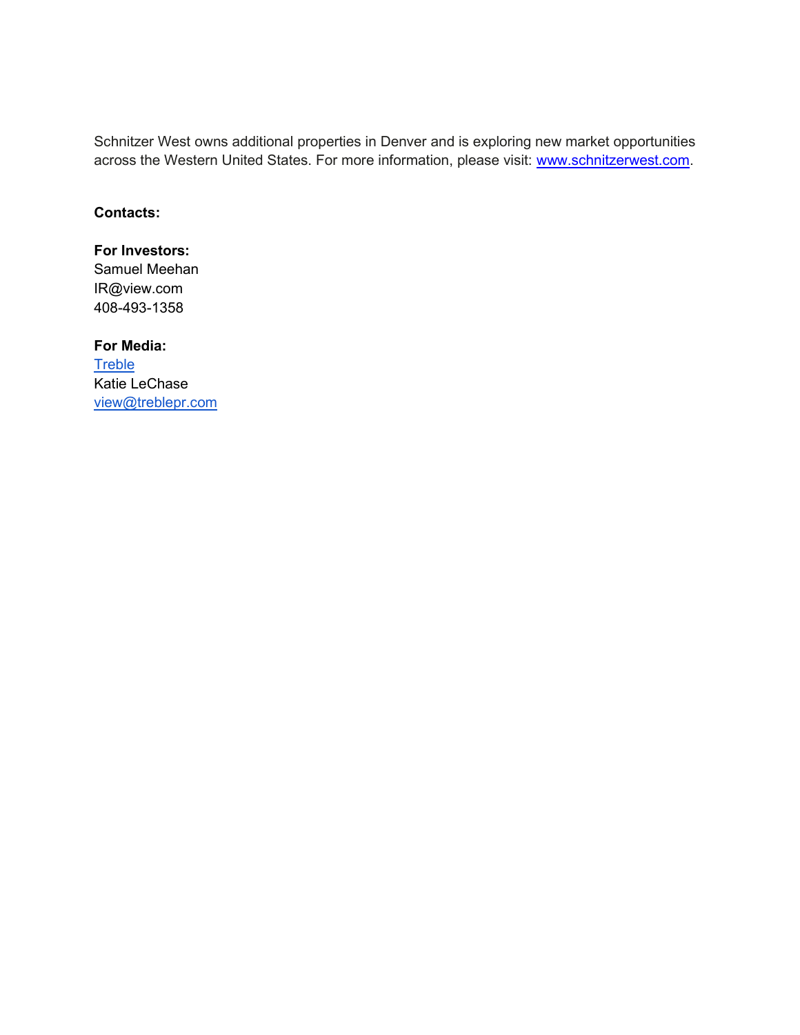Schnitzer West owns additional properties in Denver and is exploring new market opportunities across the Western United States. For more information, please visit: www.schnitzerwest.com.

**Contacts:**

**For Investors:**
Samuel Meehan
IR@view.com
408-493-1358

**For Media:**
Treble
Katie LeChase
view@treblepr.com